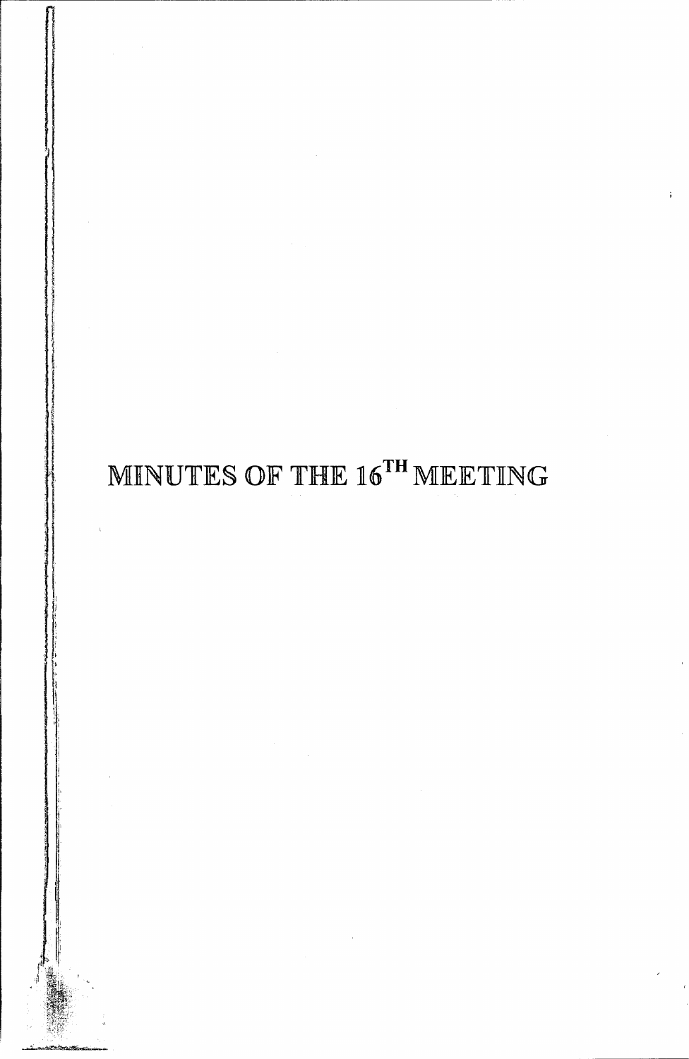# MINUTES OF THE 16TH MEETING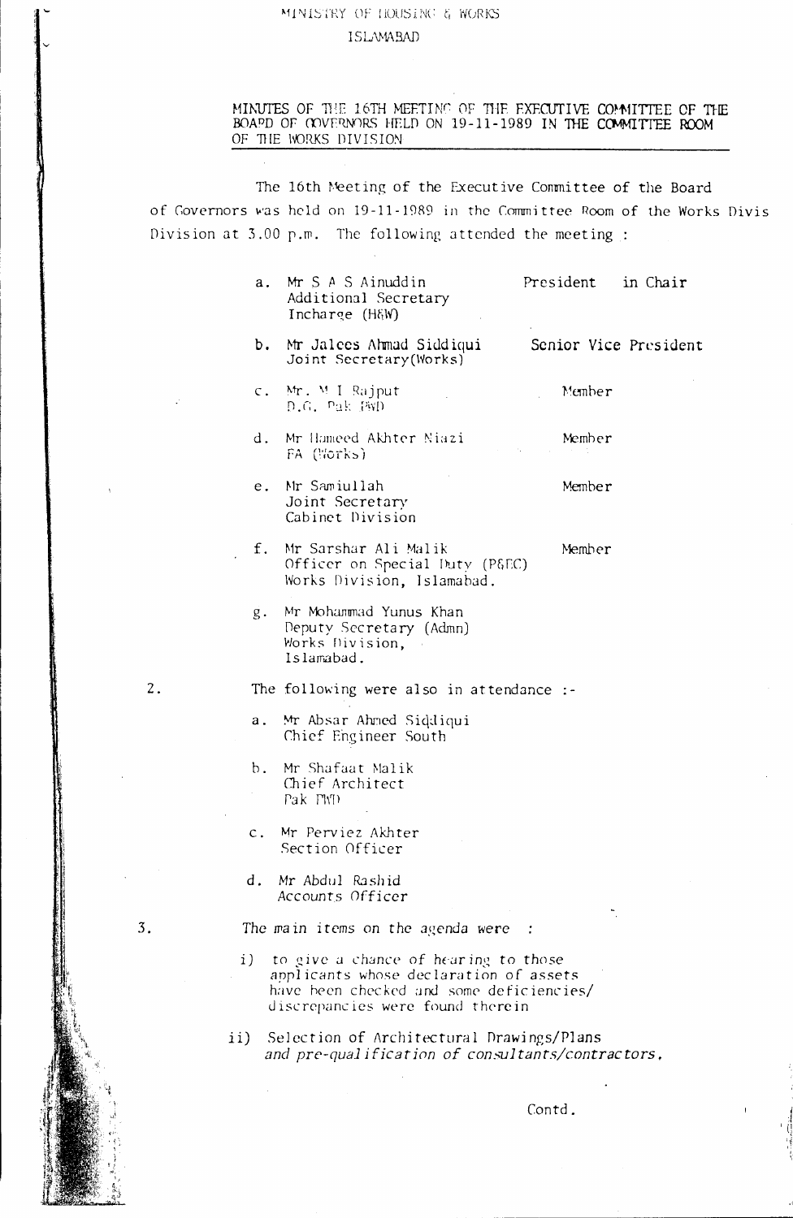MINISTRY OF HOUSING & WORKS

ISLAMABAD

**MINUTES OF THE 16TH MEETING OF THE EXECUTIVE COMMITTEE OF THE BOARD OF GOVERNORS HELD ON 19-11-1989 IN THE COMMITTEE ROOM OF THE WORKS DIVISION**

The 16th Meeting of the Executive Committee of the Board of Governors was held on 19-11-1989 in the Committee Room of the Works Divis Division at 3.00 p.m. The following attended the meeting :

a. Mr S A S Ainuddin, Additional Secretary Incharge (H&W) — President in Chair

b. Mr Jalees Ahmad Siddiqui, Joint Secretary(Works) — Senior Vice President

c. Mr. M I Rajput, D.G. Pak PWD — Member

d. Mr Hameed Akhter Niazi, FA (Works) — Member

e. Mr Samiullah, Joint Secretary, Cabinet Division — Member

f. Mr Sarshar Ali Malik, Officer on Special Duty (P&EC), Works Division, Islamabad. — Member

g. Mr Mohammad Yunus Khan, Deputy Secretary (Admn), Works Division, Islamabad.

2. The following were also in attendance :-

a. Mr Absar Ahmed Siddiqui, Chief Engineer South

b. Mr Shafaat Malik, Chief Architect, Pak PWD

c. Mr Perviez Akhter, Section Officer

d. Mr Abdul Rashid, Accounts Officer

3. The main items on the agenda were :

i) to give a chance of hearing to those applicants whose declaration of assets have been checked and some deficiencies/ discrepancies were found therein

ii) Selection of Architectural Drawings/Plans *and pre-qualification of consultants/contractors.*

Contd.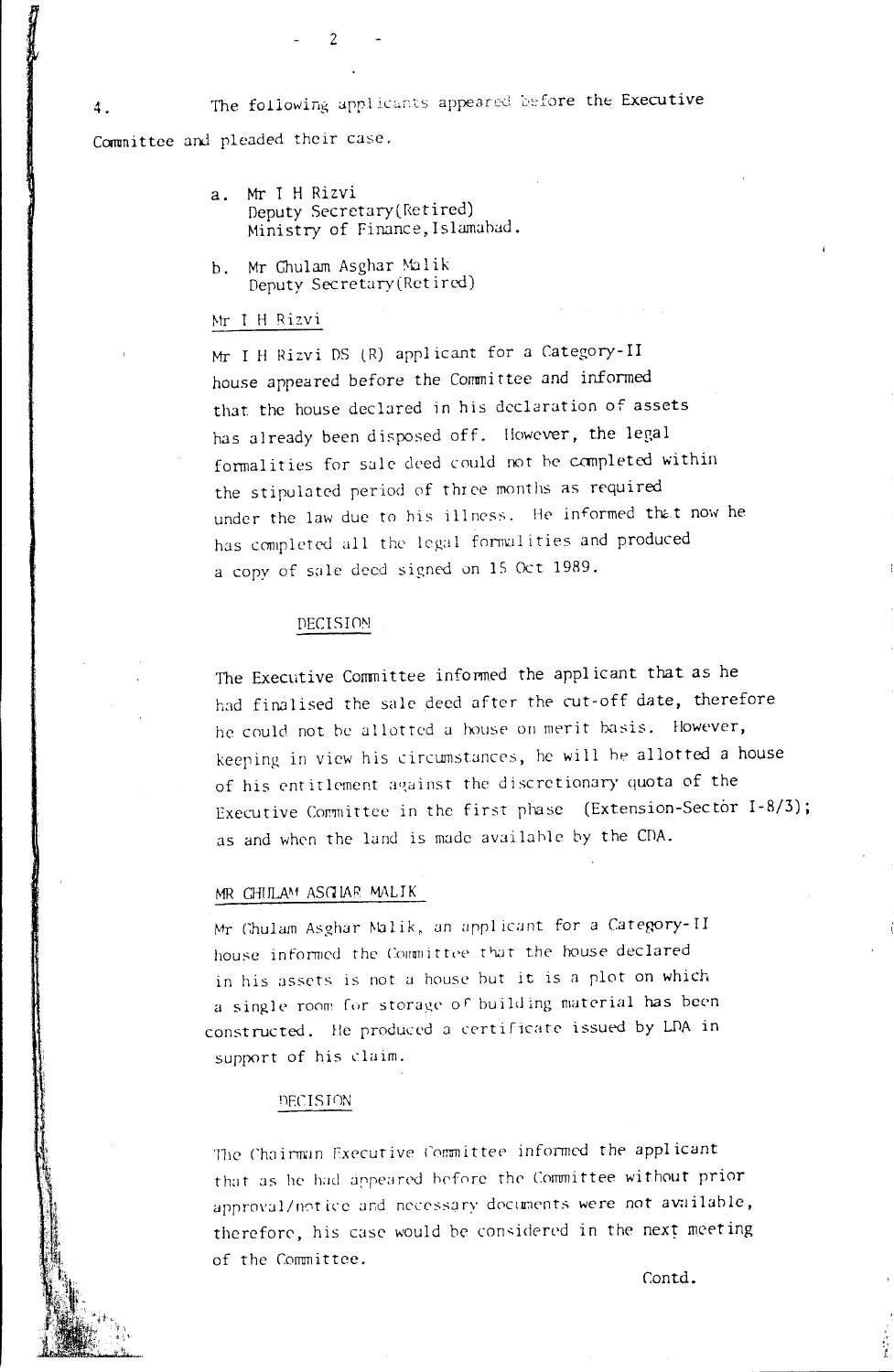4. The following applicants appeared before the Executive Committee and pleaded their case.

a. Mr I H Rizvi
   Deputy Secretary(Retired)
   Ministry of Finance, Islamabad.

b. Mr Ghulam Asghar Malik
   Deputy Secretary(Retired)

<u>Mr I H Rizvi</u>

Mr I H Rizvi DS (R) applicant for a Category-II house appeared before the Committee and informed that the house declared in his declaration of assets has already been disposed off. However, the legal formalities for sale deed could not be completed within the stipulated period of three months as required under the law due to his illness. He informed that now he has completed all the legal formalities and produced a copy of sale deed signed on 15 Oct 1989.

<u>DECISION</u>

The Executive Committee informed the applicant that as he had finalised the sale deed after the cut-off date, therefore he could not be allotted a house on merit basis. However, keeping in view his circumstances, he will be allotted a house of his entitlement against the discretionary quota of the Executive Committee in the first phase (Extension-Sector I-8/3); as and when the land is made available by the CDA.

<u>MR GHULAM ASGHAR MALIK</u>

Mr Ghulam Asghar Malik, an applicant for a Category-II house informed the Committee that the house declared in his assets is not a house but it is a plot on which a single room for storage of building material has been constructed. He produced a certificate issued by LDA in support of his claim.

<u>DECISION</u>

The Chairman Executive Committee informed the applicant that as he had appeared before the Committee without prior approval/notice and necessary documents were not available, therefore, his case would be considered in the next meeting of the Committee.

Contd.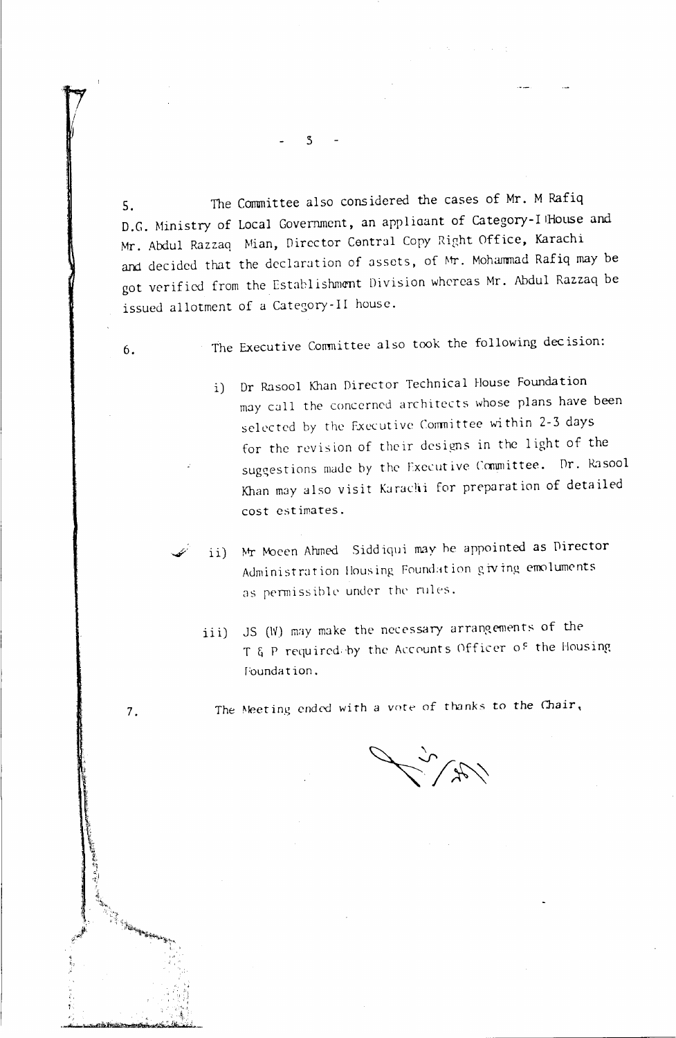5. The Committee also considered the cases of Mr. M Rafiq D.G. Ministry of Local Government, an applicant of Category-I House and Mr. Abdul Razzaq Mian, Director Central Copy Right Office, Karachi and decided that the declaration of assets, of Mr. Mohammad Rafiq may be got verified from the Establishment Division whereas Mr. Abdul Razzaq be issued allotment of a Category-II house.

6. The Executive Committee also took the following decision:

i) Dr Rasool Khan Director Technical House Foundation may call the concerned architects whose plans have been selected by the Executive Committee within 2-3 days for the revision of their designs in the light of the suggestions made by the Executive Committee. Dr. Rasool Khan may also visit Karachi for preparation of detailed cost estimates.

ii) Mr Moeen Ahmed Siddiqui may be appointed as Director Administration Housing Foundation giving emoluments as permissible under the rules.

iii) JS (W) may make the necessary arrangements of the T & P required by the Accounts Officer of the Housing Foundation.

7. The Meeting ended with a vote of thanks to the Chair.